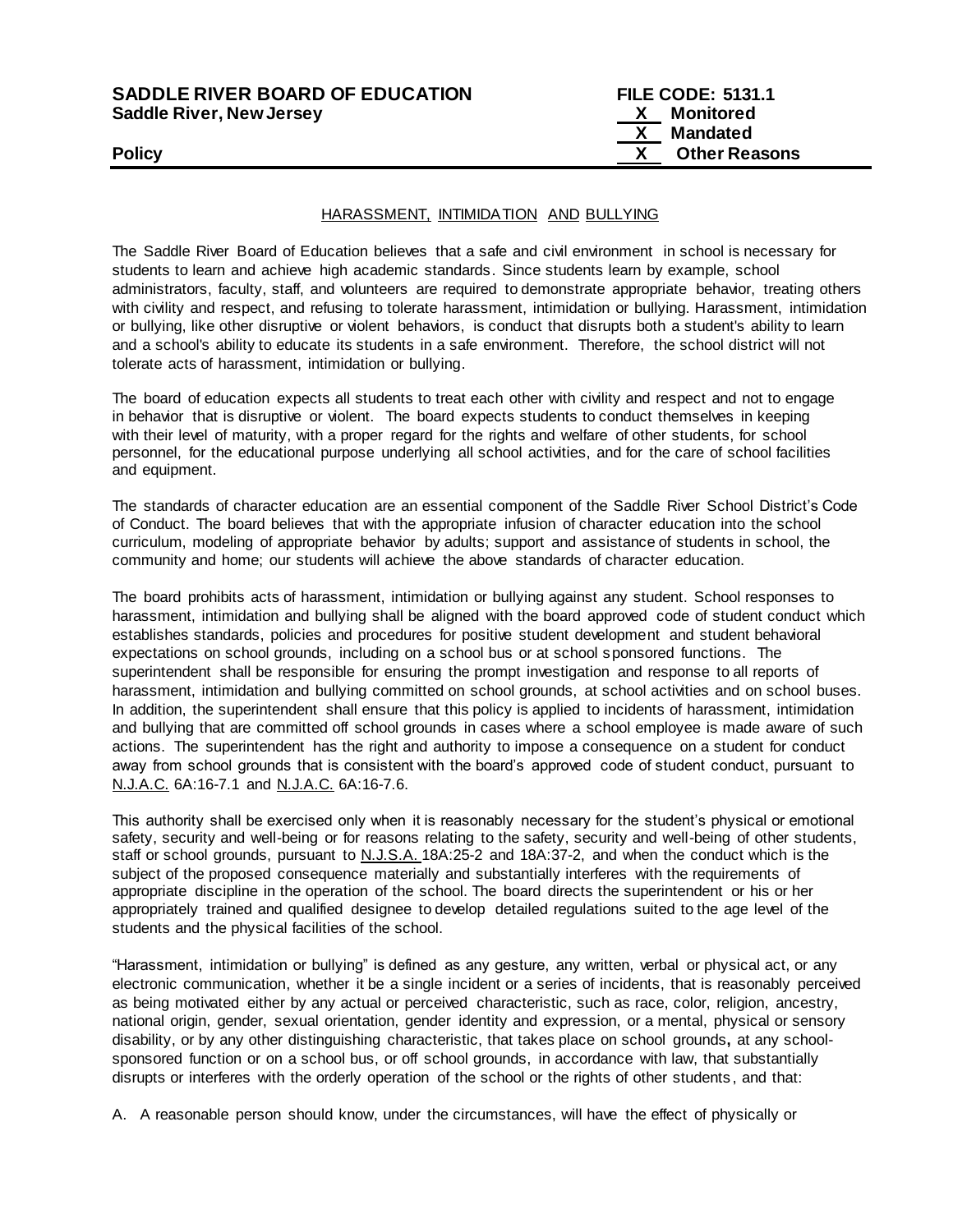**SADDLE RIVER BOARD OF EDUCATION**
**Saddle River, New Jersey**

**FILE CODE: 5131.1**
**X Monitored**
**X Mandated**
**X Other Reasons**

**Policy**

HARASSMENT, INTIMIDATION AND BULLYING

The Saddle River Board of Education believes that a safe and civil environment in school is necessary for students to learn and achieve high academic standards. Since students learn by example, school administrators, faculty, staff, and volunteers are required to demonstrate appropriate behavior, treating others with civility and respect, and refusing to tolerate harassment, intimidation or bullying. Harassment, intimidation or bullying, like other disruptive or violent behaviors, is conduct that disrupts both a student's ability to learn and a school's ability to educate its students in a safe environment. Therefore, the school district will not tolerate acts of harassment, intimidation or bullying.

The board of education expects all students to treat each other with civility and respect and not to engage in behavior that is disruptive or violent. The board expects students to conduct themselves in keeping with their level of maturity, with a proper regard for the rights and welfare of other students, for school personnel, for the educational purpose underlying all school activities, and for the care of school facilities and equipment.

The standards of character education are an essential component of the Saddle River School District's Code of Conduct. The board believes that with the appropriate infusion of character education into the school curriculum, modeling of appropriate behavior by adults; support and assistance of students in school, the community and home; our students will achieve the above standards of character education.

The board prohibits acts of harassment, intimidation or bullying against any student. School responses to harassment, intimidation and bullying shall be aligned with the board approved code of student conduct which establishes standards, policies and procedures for positive student development and student behavioral expectations on school grounds, including on a school bus or at school sponsored functions. The superintendent shall be responsible for ensuring the prompt investigation and response to all reports of harassment, intimidation and bullying committed on school grounds, at school activities and on school buses. In addition, the superintendent shall ensure that this policy is applied to incidents of harassment, intimidation and bullying that are committed off school grounds in cases where a school employee is made aware of such actions. The superintendent has the right and authority to impose a consequence on a student for conduct away from school grounds that is consistent with the board's approved code of student conduct, pursuant to N.J.A.C. 6A:16-7.1 and N.J.A.C. 6A:16-7.6.

This authority shall be exercised only when it is reasonably necessary for the student's physical or emotional safety, security and well-being or for reasons relating to the safety, security and well-being of other students, staff or school grounds, pursuant to N.J.S.A. 18A:25-2 and 18A:37-2, and when the conduct which is the subject of the proposed consequence materially and substantially interferes with the requirements of appropriate discipline in the operation of the school. The board directs the superintendent or his or her appropriately trained and qualified designee to develop detailed regulations suited to the age level of the students and the physical facilities of the school.

"Harassment, intimidation or bullying" is defined as any gesture, any written, verbal or physical act, or any electronic communication, whether it be a single incident or a series of incidents, that is reasonably perceived as being motivated either by any actual or perceived characteristic, such as race, color, religion, ancestry, national origin, gender, sexual orientation, gender identity and expression, or a mental, physical or sensory disability, or by any other distinguishing characteristic, that takes place on school grounds**,** at any school-sponsored function or on a school bus, or off school grounds, in accordance with law, that substantially disrupts or interferes with the orderly operation of the school or the rights of other students, and that:

A. A reasonable person should know, under the circumstances, will have the effect of physically or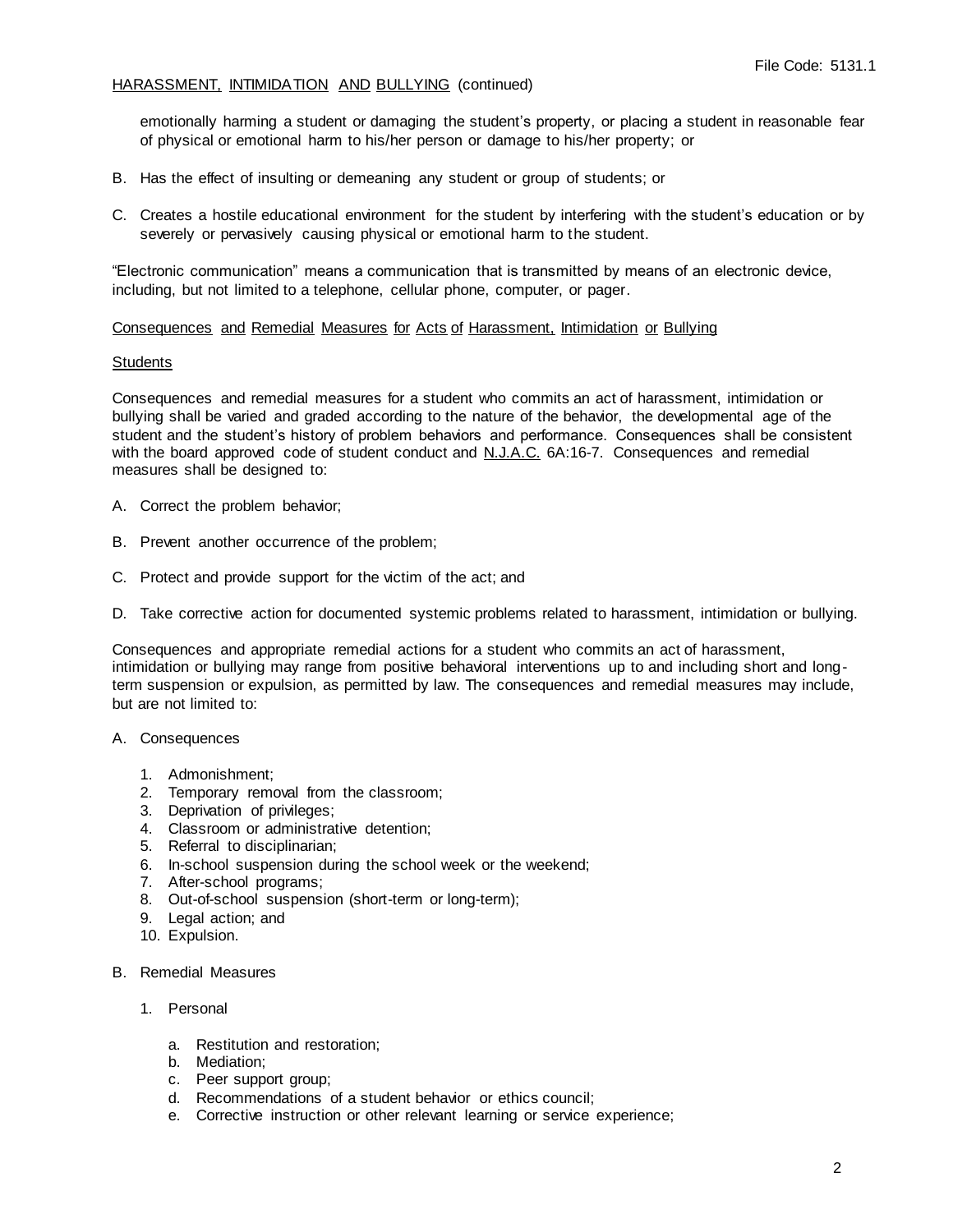emotionally harming a student or damaging the student's property, or placing a student in reasonable fear of physical or emotional harm to his/her person or damage to his/her property; or

B. Has the effect of insulting or demeaning any student or group of students; or

C. Creates a hostile educational environment for the student by interfering with the student's education or by severely or pervasively causing physical or emotional harm to the student.

"Electronic communication" means a communication that is transmitted by means of an electronic device, including, but not limited to a telephone, cellular phone, computer, or pager.

## Consequences and Remedial Measures for Acts of Harassment, Intimidation or Bullying

### Students

Consequences and remedial measures for a student who commits an act of harassment, intimidation or bullying shall be varied and graded according to the nature of the behavior, the developmental age of the student and the student's history of problem behaviors and performance. Consequences shall be consistent with the board approved code of student conduct and N.J.A.C. 6A:16-7. Consequences and remedial measures shall be designed to:

A. Correct the problem behavior;

B. Prevent another occurrence of the problem;

C. Protect and provide support for the victim of the act; and

D. Take corrective action for documented systemic problems related to harassment, intimidation or bullying.

Consequences and appropriate remedial actions for a student who commits an act of harassment, intimidation or bullying may range from positive behavioral interventions up to and including short and long-term suspension or expulsion, as permitted by law. The consequences and remedial measures may include, but are not limited to:

A. Consequences

   1. Admonishment;
   2. Temporary removal from the classroom;
   3. Deprivation of privileges;
   4. Classroom or administrative detention;
   5. Referral to disciplinarian;
   6. In-school suspension during the school week or the weekend;
   7. After-school programs;
   8. Out-of-school suspension (short-term or long-term);
   9. Legal action; and
   10. Expulsion.

B. Remedial Measures

   1. Personal

      a. Restitution and restoration;
      b. Mediation;
      c. Peer support group;
      d. Recommendations of a student behavior or ethics council;
      e. Corrective instruction or other relevant learning or service experience;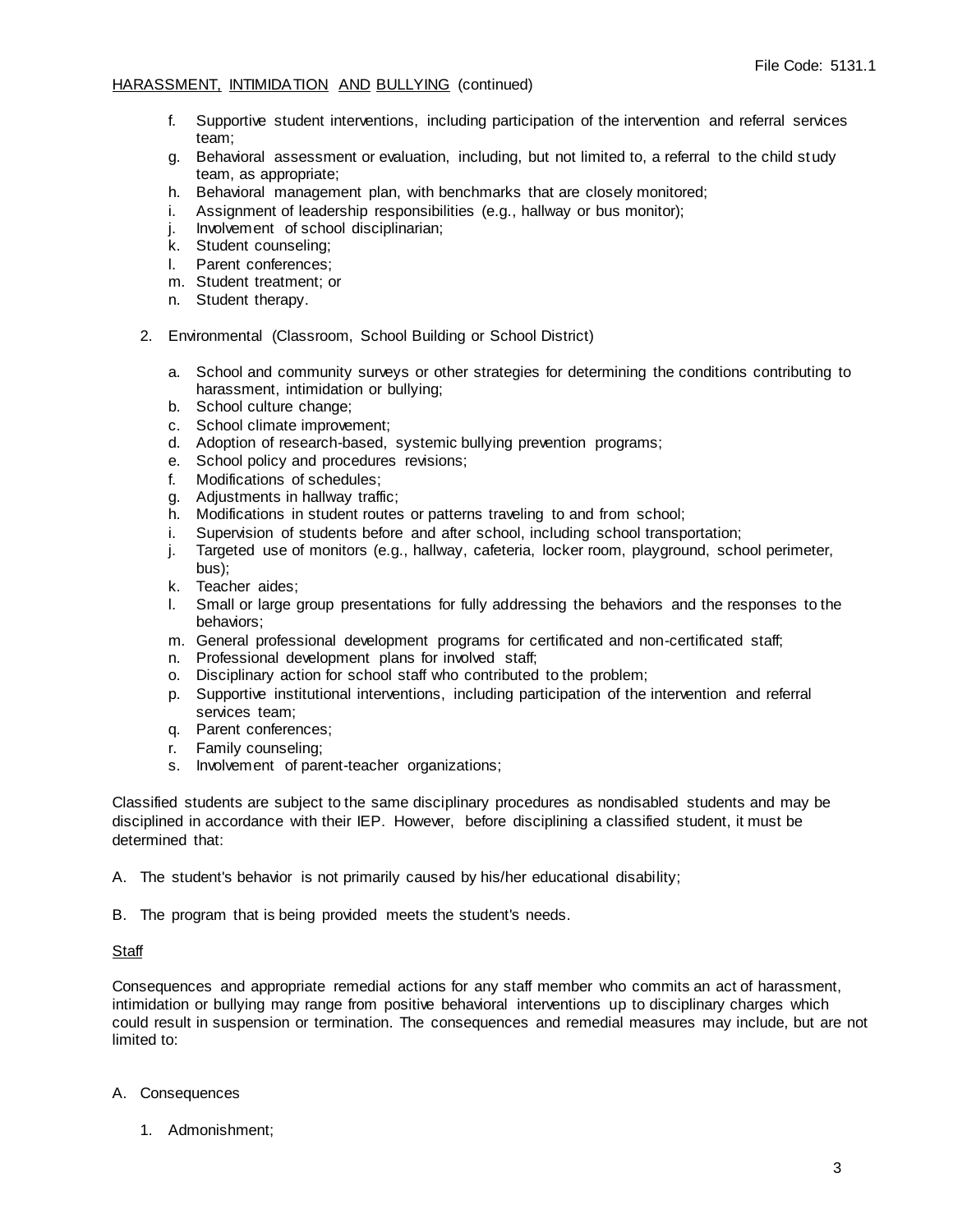f. Supportive student interventions, including participation of the intervention and referral services team;
g. Behavioral assessment or evaluation, including, but not limited to, a referral to the child study team, as appropriate;
h. Behavioral management plan, with benchmarks that are closely monitored;
i. Assignment of leadership responsibilities (e.g., hallway or bus monitor);
j. Involvement of school disciplinarian;
k. Student counseling;
l. Parent conferences;
m. Student treatment; or
n. Student therapy.

2. Environmental (Classroom, School Building or School District)

   a. School and community surveys or other strategies for determining the conditions contributing to harassment, intimidation or bullying;
   b. School culture change;
   c. School climate improvement;
   d. Adoption of research-based, systemic bullying prevention programs;
   e. School policy and procedures revisions;
   f. Modifications of schedules;
   g. Adjustments in hallway traffic;
   h. Modifications in student routes or patterns traveling to and from school;
   i. Supervision of students before and after school, including school transportation;
   j. Targeted use of monitors (e.g., hallway, cafeteria, locker room, playground, school perimeter, bus);
   k. Teacher aides;
   l. Small or large group presentations for fully addressing the behaviors and the responses to the behaviors;
   m. General professional development programs for certificated and non-certificated staff;
   n. Professional development plans for involved staff;
   o. Disciplinary action for school staff who contributed to the problem;
   p. Supportive institutional interventions, including participation of the intervention and referral services team;
   q. Parent conferences;
   r. Family counseling;
   s. Involvement of parent-teacher organizations;

Classified students are subject to the same disciplinary procedures as nondisabled students and may be disciplined in accordance with their IEP. However, before disciplining a classified student, it must be determined that:

A. The student's behavior is not primarily caused by his/her educational disability;

B. The program that is being provided meets the student's needs.

<u>Staff</u>

Consequences and appropriate remedial actions for any staff member who commits an act of harassment, intimidation or bullying may range from positive behavioral interventions up to disciplinary charges which could result in suspension or termination. The consequences and remedial measures may include, but are not limited to:

A. Consequences

   1. Admonishment;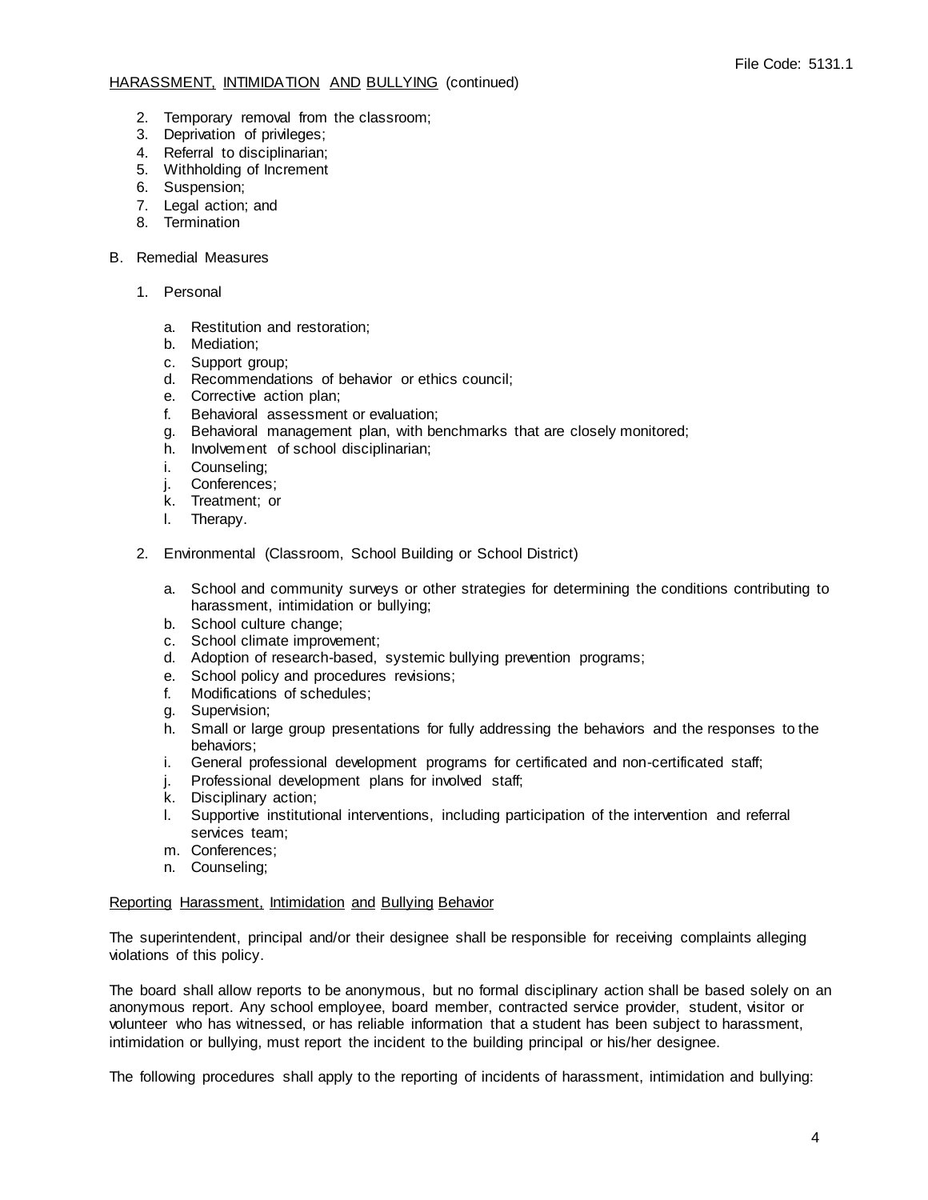2. Temporary removal from the classroom;
3. Deprivation of privileges;
4. Referral to disciplinarian;
5. Withholding of Increment
6. Suspension;
7. Legal action; and
8. Termination

B. Remedial Measures

1. Personal

   a. Restitution and restoration;
   b. Mediation;
   c. Support group;
   d. Recommendations of behavior or ethics council;
   e. Corrective action plan;
   f. Behavioral assessment or evaluation;
   g. Behavioral management plan, with benchmarks that are closely monitored;
   h. Involvement of school disciplinarian;
   i. Counseling;
   j. Conferences;
   k. Treatment; or
   l. Therapy.

2. Environmental (Classroom, School Building or School District)

   a. School and community surveys or other strategies for determining the conditions contributing to harassment, intimidation or bullying;
   b. School culture change;
   c. School climate improvement;
   d. Adoption of research-based, systemic bullying prevention programs;
   e. School policy and procedures revisions;
   f. Modifications of schedules;
   g. Supervision;
   h. Small or large group presentations for fully addressing the behaviors and the responses to the behaviors;
   i. General professional development programs for certificated and non-certificated staff;
   j. Professional development plans for involved staff;
   k. Disciplinary action;
   l. Supportive institutional interventions, including participation of the intervention and referral services team;
   m. Conferences;
   n. Counseling;

## Reporting Harassment, Intimidation and Bullying Behavior

The superintendent, principal and/or their designee shall be responsible for receiving complaints alleging violations of this policy.

The board shall allow reports to be anonymous, but no formal disciplinary action shall be based solely on an anonymous report. Any school employee, board member, contracted service provider, student, visitor or volunteer who has witnessed, or has reliable information that a student has been subject to harassment, intimidation or bullying, must report the incident to the building principal or his/her designee.

The following procedures shall apply to the reporting of incidents of harassment, intimidation and bullying: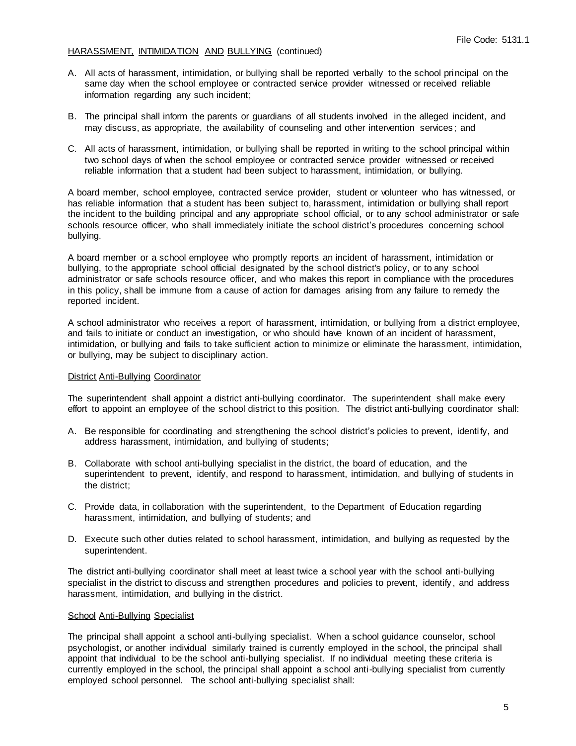HARASSMENT, INTIMIDATION AND BULLYING (continued)

A. All acts of harassment, intimidation, or bullying shall be reported verbally to the school principal on the same day when the school employee or contracted service provider witnessed or received reliable information regarding any such incident;

B. The principal shall inform the parents or guardians of all students involved in the alleged incident, and may discuss, as appropriate, the availability of counseling and other intervention services; and

C. All acts of harassment, intimidation, or bullying shall be reported in writing to the school principal within two school days of when the school employee or contracted service provider witnessed or received reliable information that a student had been subject to harassment, intimidation, or bullying.

A board member, school employee, contracted service provider, student or volunteer who has witnessed, or has reliable information that a student has been subject to, harassment, intimidation or bullying shall report the incident to the building principal and any appropriate school official, or to any school administrator or safe schools resource officer, who shall immediately initiate the school district's procedures concerning school bullying.

A board member or a school employee who promptly reports an incident of harassment, intimidation or bullying, to the appropriate school official designated by the school district's policy, or to any school administrator or safe schools resource officer, and who makes this report in compliance with the procedures in this policy, shall be immune from a cause of action for damages arising from any failure to remedy the reported incident.

A school administrator who receives a report of harassment, intimidation, or bullying from a district employee, and fails to initiate or conduct an investigation, or who should have known of an incident of harassment, intimidation, or bullying and fails to take sufficient action to minimize or eliminate the harassment, intimidation, or bullying, may be subject to disciplinary action.

District Anti-Bullying Coordinator

The superintendent shall appoint a district anti-bullying coordinator. The superintendent shall make every effort to appoint an employee of the school district to this position. The district anti-bullying coordinator shall:

A. Be responsible for coordinating and strengthening the school district's policies to prevent, identify, and address harassment, intimidation, and bullying of students;

B. Collaborate with school anti-bullying specialist in the district, the board of education, and the superintendent to prevent, identify, and respond to harassment, intimidation, and bullying of students in the district;

C. Provide data, in collaboration with the superintendent, to the Department of Education regarding harassment, intimidation, and bullying of students; and

D. Execute such other duties related to school harassment, intimidation, and bullying as requested by the superintendent.

The district anti-bullying coordinator shall meet at least twice a school year with the school anti-bullying specialist in the district to discuss and strengthen procedures and policies to prevent, identify, and address harassment, intimidation, and bullying in the district.

School Anti-Bullying Specialist

The principal shall appoint a school anti-bullying specialist. When a school guidance counselor, school psychologist, or another individual similarly trained is currently employed in the school, the principal shall appoint that individual to be the school anti-bullying specialist. If no individual meeting these criteria is currently employed in the school, the principal shall appoint a school anti-bullying specialist from currently employed school personnel. The school anti-bullying specialist shall: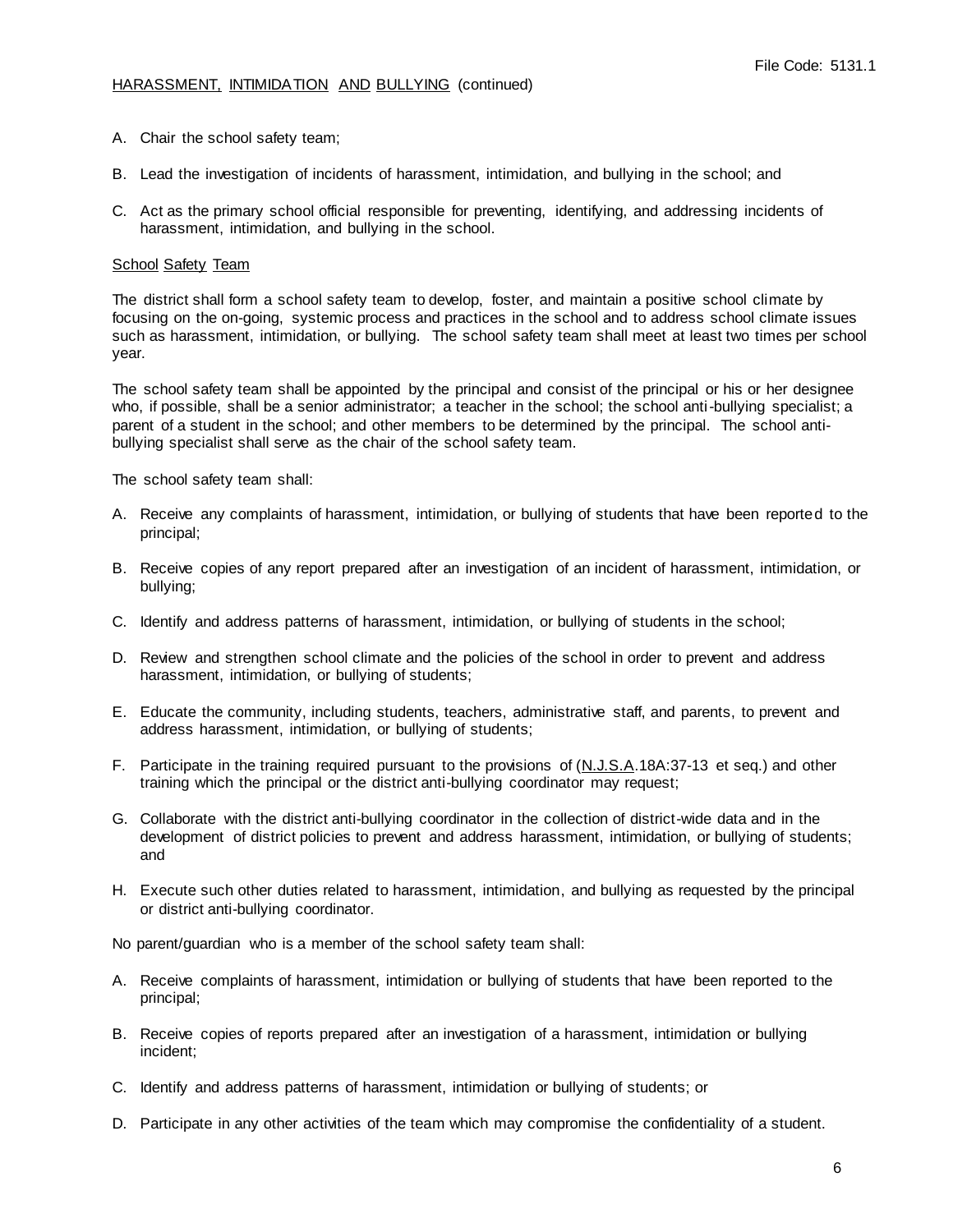A. Chair the school safety team;

B. Lead the investigation of incidents of harassment, intimidation, and bullying in the school; and

C. Act as the primary school official responsible for preventing, identifying, and addressing incidents of harassment, intimidation, and bullying in the school.

## School Safety Team

The district shall form a school safety team to develop, foster, and maintain a positive school climate by focusing on the on-going, systemic process and practices in the school and to address school climate issues such as harassment, intimidation, or bullying. The school safety team shall meet at least two times per school year.

The school safety team shall be appointed by the principal and consist of the principal or his or her designee who, if possible, shall be a senior administrator; a teacher in the school; the school anti-bullying specialist; a parent of a student in the school; and other members to be determined by the principal. The school anti-bullying specialist shall serve as the chair of the school safety team.

The school safety team shall:

A. Receive any complaints of harassment, intimidation, or bullying of students that have been reported to the principal;

B. Receive copies of any report prepared after an investigation of an incident of harassment, intimidation, or bullying;

C. Identify and address patterns of harassment, intimidation, or bullying of students in the school;

D. Review and strengthen school climate and the policies of the school in order to prevent and address harassment, intimidation, or bullying of students;

E. Educate the community, including students, teachers, administrative staff, and parents, to prevent and address harassment, intimidation, or bullying of students;

F. Participate in the training required pursuant to the provisions of (N.J.S.A.18A:37-13 et seq.) and other training which the principal or the district anti-bullying coordinator may request;

G. Collaborate with the district anti-bullying coordinator in the collection of district-wide data and in the development of district policies to prevent and address harassment, intimidation, or bullying of students; and

H. Execute such other duties related to harassment, intimidation, and bullying as requested by the principal or district anti-bullying coordinator.

No parent/guardian who is a member of the school safety team shall:

A. Receive complaints of harassment, intimidation or bullying of students that have been reported to the principal;

B. Receive copies of reports prepared after an investigation of a harassment, intimidation or bullying incident;

C. Identify and address patterns of harassment, intimidation or bullying of students; or

D. Participate in any other activities of the team which may compromise the confidentiality of a student.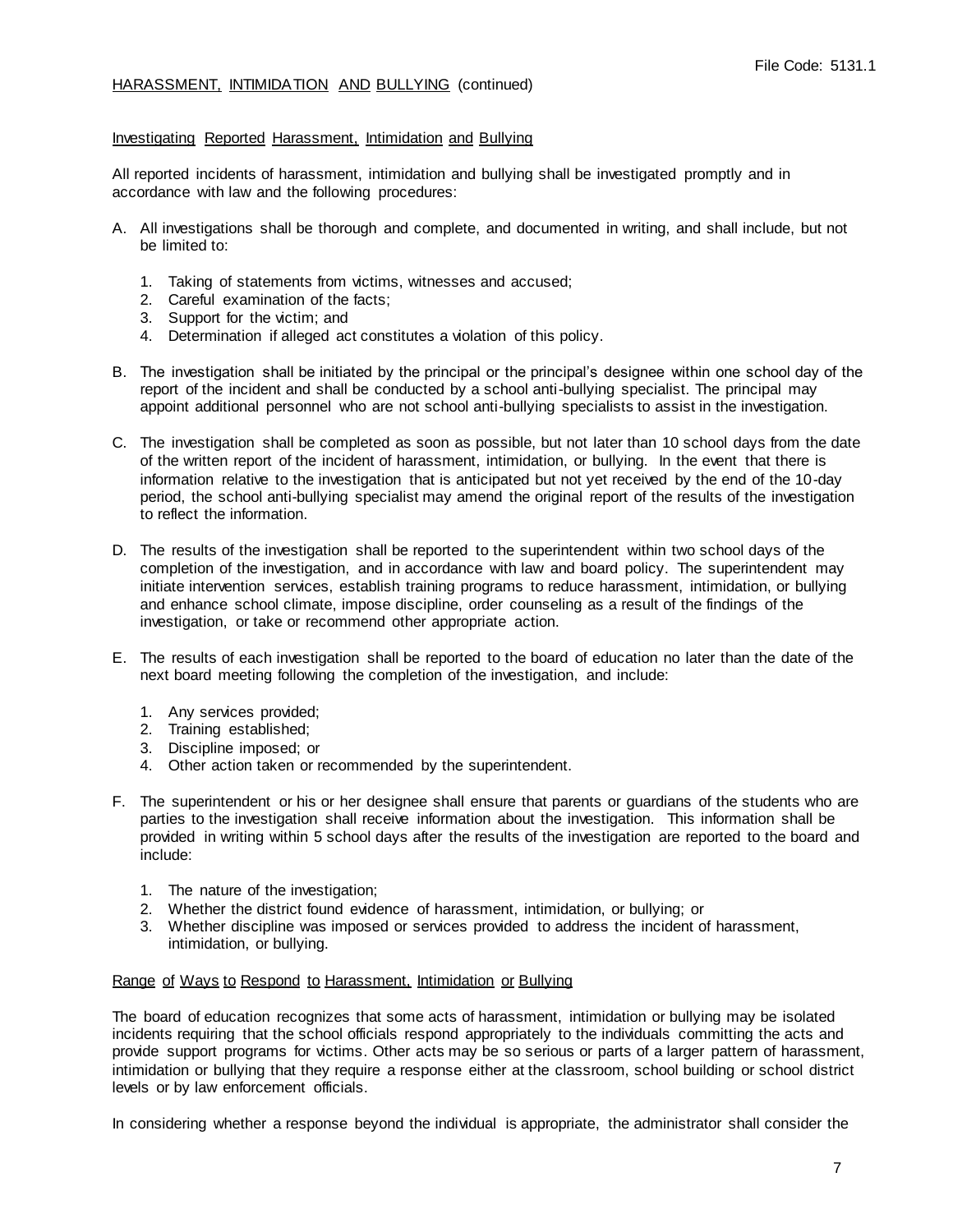## Investigating Reported Harassment, Intimidation and Bullying

All reported incidents of harassment, intimidation and bullying shall be investigated promptly and in accordance with law and the following procedures:

A. All investigations shall be thorough and complete, and documented in writing, and shall include, but not be limited to:

   1. Taking of statements from victims, witnesses and accused;
   2. Careful examination of the facts;
   3. Support for the victim; and
   4. Determination if alleged act constitutes a violation of this policy.

B. The investigation shall be initiated by the principal or the principal's designee within one school day of the report of the incident and shall be conducted by a school anti-bullying specialist. The principal may appoint additional personnel who are not school anti-bullying specialists to assist in the investigation.

C. The investigation shall be completed as soon as possible, but not later than 10 school days from the date of the written report of the incident of harassment, intimidation, or bullying. In the event that there is information relative to the investigation that is anticipated but not yet received by the end of the 10-day period, the school anti-bullying specialist may amend the original report of the results of the investigation to reflect the information.

D. The results of the investigation shall be reported to the superintendent within two school days of the completion of the investigation, and in accordance with law and board policy. The superintendent may initiate intervention services, establish training programs to reduce harassment, intimidation, or bullying and enhance school climate, impose discipline, order counseling as a result of the findings of the investigation, or take or recommend other appropriate action.

E. The results of each investigation shall be reported to the board of education no later than the date of the next board meeting following the completion of the investigation, and include:

   1. Any services provided;
   2. Training established;
   3. Discipline imposed; or
   4. Other action taken or recommended by the superintendent.

F. The superintendent or his or her designee shall ensure that parents or guardians of the students who are parties to the investigation shall receive information about the investigation. This information shall be provided in writing within 5 school days after the results of the investigation are reported to the board and include:

   1. The nature of the investigation;
   2. Whether the district found evidence of harassment, intimidation, or bullying; or
   3. Whether discipline was imposed or services provided to address the incident of harassment, intimidation, or bullying.

## Range of Ways to Respond to Harassment, Intimidation or Bullying

The board of education recognizes that some acts of harassment, intimidation or bullying may be isolated incidents requiring that the school officials respond appropriately to the individuals committing the acts and provide support programs for victims. Other acts may be so serious or parts of a larger pattern of harassment, intimidation or bullying that they require a response either at the classroom, school building or school district levels or by law enforcement officials.

In considering whether a response beyond the individual is appropriate, the administrator shall consider the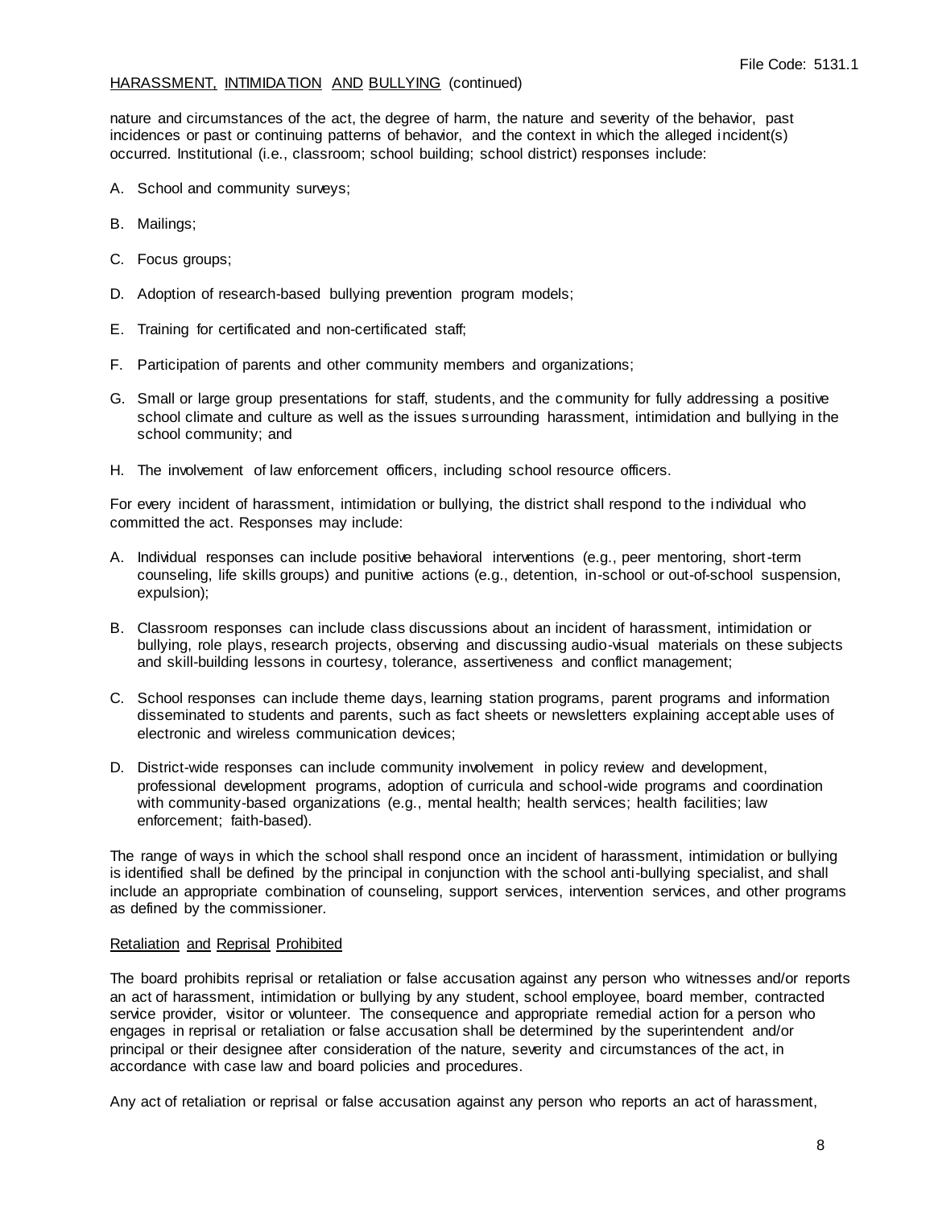nature and circumstances of the act, the degree of harm, the nature and severity of the behavior, past incidences or past or continuing patterns of behavior, and the context in which the alleged incident(s) occurred. Institutional (i.e., classroom; school building; school district) responses include:

A. School and community surveys;

B. Mailings;

C. Focus groups;

D. Adoption of research-based bullying prevention program models;

E. Training for certificated and non-certificated staff;

F. Participation of parents and other community members and organizations;

G. Small or large group presentations for staff, students, and the community for fully addressing a positive school climate and culture as well as the issues surrounding harassment, intimidation and bullying in the school community; and

H. The involvement of law enforcement officers, including school resource officers.

For every incident of harassment, intimidation or bullying, the district shall respond to the individual who committed the act. Responses may include:

A. Individual responses can include positive behavioral interventions (e.g., peer mentoring, short-term counseling, life skills groups) and punitive actions (e.g., detention, in-school or out-of-school suspension, expulsion);

B. Classroom responses can include class discussions about an incident of harassment, intimidation or bullying, role plays, research projects, observing and discussing audio-visual materials on these subjects and skill-building lessons in courtesy, tolerance, assertiveness and conflict management;

C. School responses can include theme days, learning station programs, parent programs and information disseminated to students and parents, such as fact sheets or newsletters explaining acceptable uses of electronic and wireless communication devices;

D. District-wide responses can include community involvement in policy review and development, professional development programs, adoption of curricula and school-wide programs and coordination with community-based organizations (e.g., mental health; health services; health facilities; law enforcement; faith-based).

The range of ways in which the school shall respond once an incident of harassment, intimidation or bullying is identified shall be defined by the principal in conjunction with the school anti-bullying specialist, and shall include an appropriate combination of counseling, support services, intervention services, and other programs as defined by the commissioner.

## Retaliation and Reprisal Prohibited

The board prohibits reprisal or retaliation or false accusation against any person who witnesses and/or reports an act of harassment, intimidation or bullying by any student, school employee, board member, contracted service provider, visitor or volunteer. The consequence and appropriate remedial action for a person who engages in reprisal or retaliation or false accusation shall be determined by the superintendent and/or principal or their designee after consideration of the nature, severity and circumstances of the act, in accordance with case law and board policies and procedures.

Any act of retaliation or reprisal or false accusation against any person who reports an act of harassment,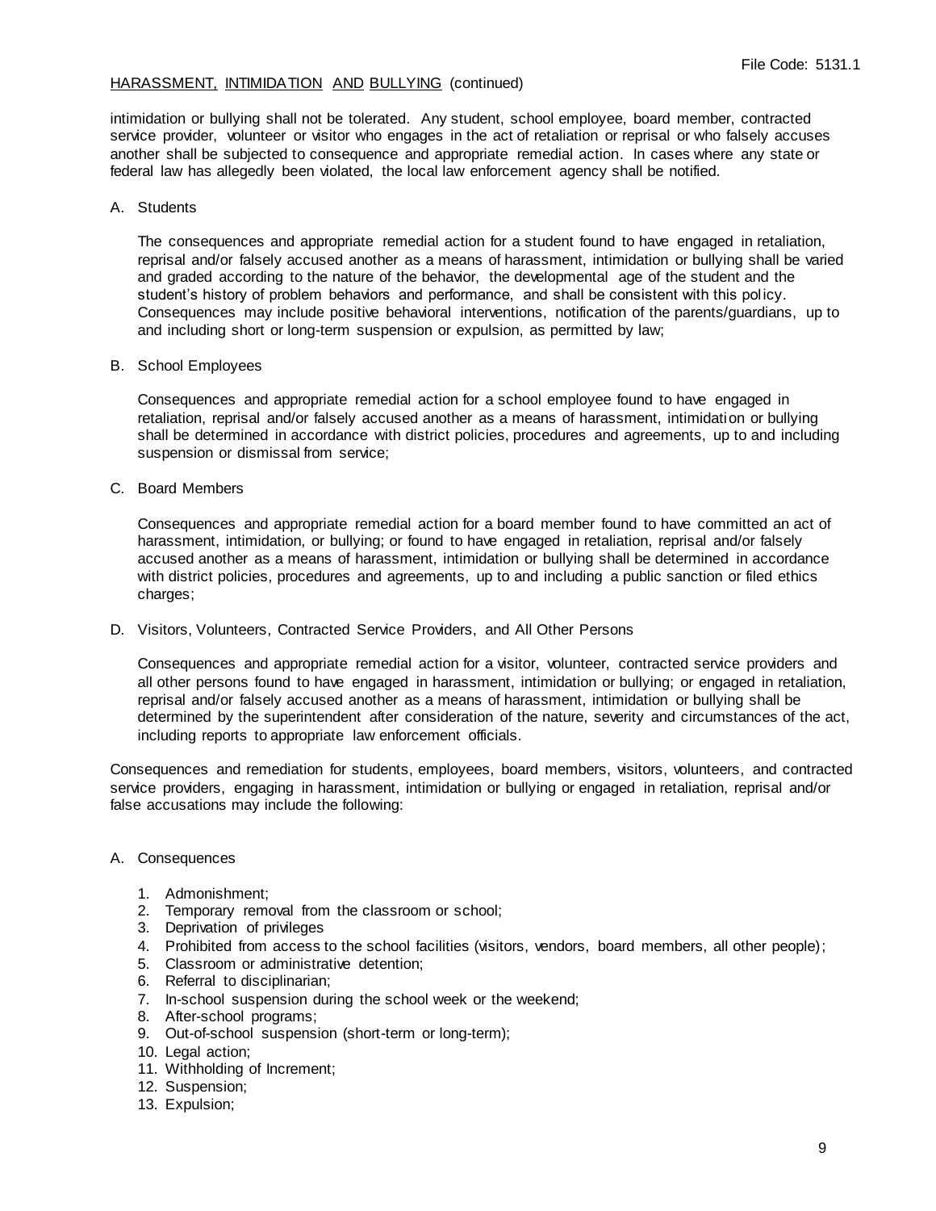intimidation or bullying shall not be tolerated. Any student, school employee, board member, contracted service provider, volunteer or visitor who engages in the act of retaliation or reprisal or who falsely accuses another shall be subjected to consequence and appropriate remedial action. In cases where any state or federal law has allegedly been violated, the local law enforcement agency shall be notified.

A. Students

   The consequences and appropriate remedial action for a student found to have engaged in retaliation, reprisal and/or falsely accused another as a means of harassment, intimidation or bullying shall be varied and graded according to the nature of the behavior, the developmental age of the student and the student's history of problem behaviors and performance, and shall be consistent with this policy. Consequences may include positive behavioral interventions, notification of the parents/guardians, up to and including short or long-term suspension or expulsion, as permitted by law;

B. School Employees

   Consequences and appropriate remedial action for a school employee found to have engaged in retaliation, reprisal and/or falsely accused another as a means of harassment, intimidation or bullying shall be determined in accordance with district policies, procedures and agreements, up to and including suspension or dismissal from service;

C. Board Members

   Consequences and appropriate remedial action for a board member found to have committed an act of harassment, intimidation, or bullying; or found to have engaged in retaliation, reprisal and/or falsely accused another as a means of harassment, intimidation or bullying shall be determined in accordance with district policies, procedures and agreements, up to and including a public sanction or filed ethics charges;

D. Visitors, Volunteers, Contracted Service Providers, and All Other Persons

   Consequences and appropriate remedial action for a visitor, volunteer, contracted service providers and all other persons found to have engaged in harassment, intimidation or bullying; or engaged in retaliation, reprisal and/or falsely accused another as a means of harassment, intimidation or bullying shall be determined by the superintendent after consideration of the nature, severity and circumstances of the act, including reports to appropriate law enforcement officials.

Consequences and remediation for students, employees, board members, visitors, volunteers, and contracted service providers, engaging in harassment, intimidation or bullying or engaged in retaliation, reprisal and/or false accusations may include the following:

A. Consequences

   1. Admonishment;
   2. Temporary removal from the classroom or school;
   3. Deprivation of privileges
   4. Prohibited from access to the school facilities (visitors, vendors, board members, all other people);
   5. Classroom or administrative detention;
   6. Referral to disciplinarian;
   7. In-school suspension during the school week or the weekend;
   8. After-school programs;
   9. Out-of-school suspension (short-term or long-term);
   10. Legal action;
   11. Withholding of Increment;
   12. Suspension;
   13. Expulsion;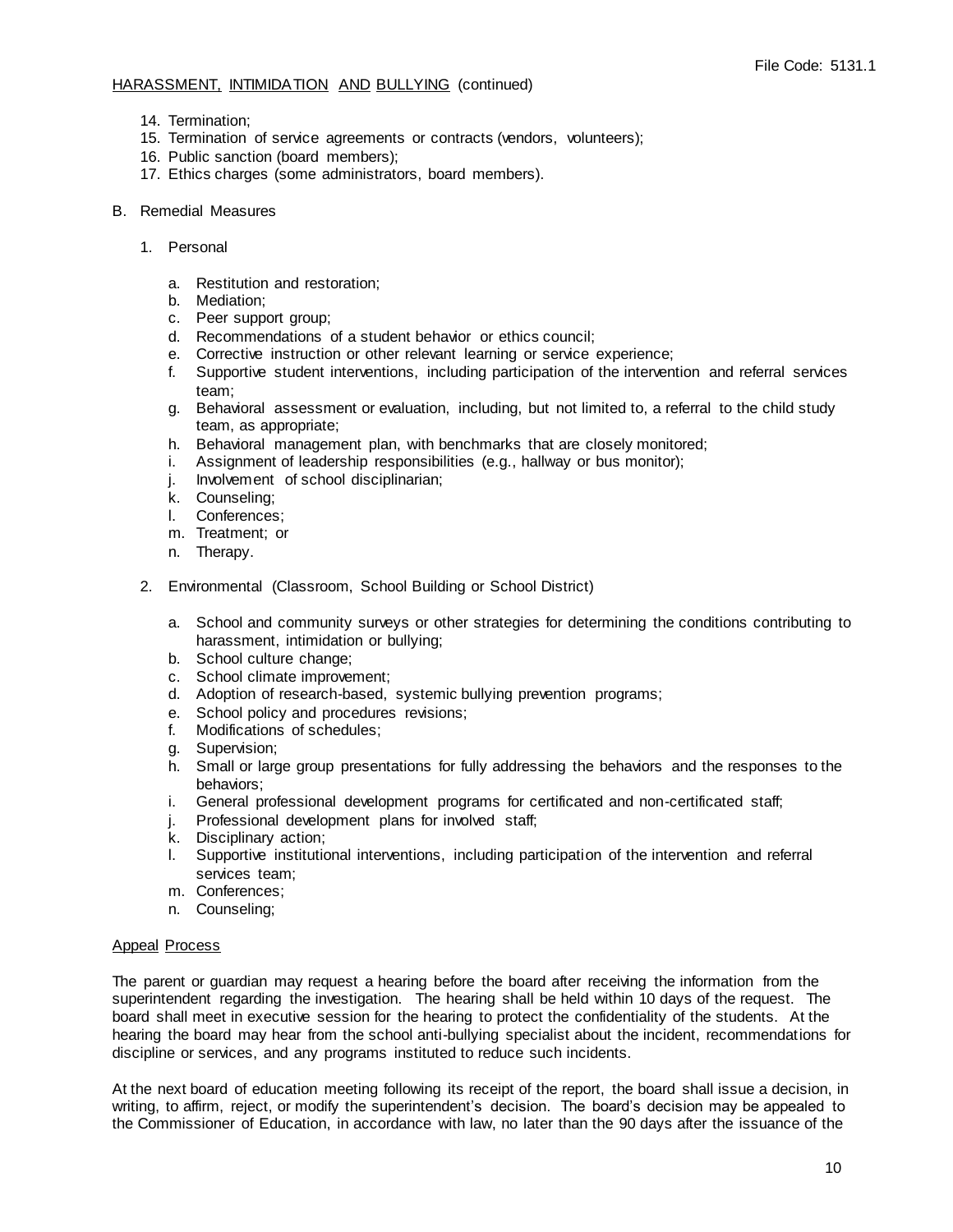14. Termination;
15. Termination of service agreements or contracts (vendors, volunteers);
16. Public sanction (board members);
17. Ethics charges (some administrators, board members).

B. Remedial Measures

1. Personal

   a. Restitution and restoration;
   b. Mediation;
   c. Peer support group;
   d. Recommendations of a student behavior or ethics council;
   e. Corrective instruction or other relevant learning or service experience;
   f. Supportive student interventions, including participation of the intervention and referral services team;
   g. Behavioral assessment or evaluation, including, but not limited to, a referral to the child study team, as appropriate;
   h. Behavioral management plan, with benchmarks that are closely monitored;
   i. Assignment of leadership responsibilities (e.g., hallway or bus monitor);
   j. Involvement of school disciplinarian;
   k. Counseling;
   l. Conferences;
   m. Treatment; or
   n. Therapy.

2. Environmental (Classroom, School Building or School District)

   a. School and community surveys or other strategies for determining the conditions contributing to harassment, intimidation or bullying;
   b. School culture change;
   c. School climate improvement;
   d. Adoption of research-based, systemic bullying prevention programs;
   e. School policy and procedures revisions;
   f. Modifications of schedules;
   g. Supervision;
   h. Small or large group presentations for fully addressing the behaviors and the responses to the behaviors;
   i. General professional development programs for certificated and non-certificated staff;
   j. Professional development plans for involved staff;
   k. Disciplinary action;
   l. Supportive institutional interventions, including participation of the intervention and referral services team;
   m. Conferences;
   n. Counseling;

Appeal Process

The parent or guardian may request a hearing before the board after receiving the information from the superintendent regarding the investigation. The hearing shall be held within 10 days of the request. The board shall meet in executive session for the hearing to protect the confidentiality of the students. At the hearing the board may hear from the school anti-bullying specialist about the incident, recommendations for discipline or services, and any programs instituted to reduce such incidents.

At the next board of education meeting following its receipt of the report, the board shall issue a decision, in writing, to affirm, reject, or modify the superintendent's decision. The board's decision may be appealed to the Commissioner of Education, in accordance with law, no later than the 90 days after the issuance of the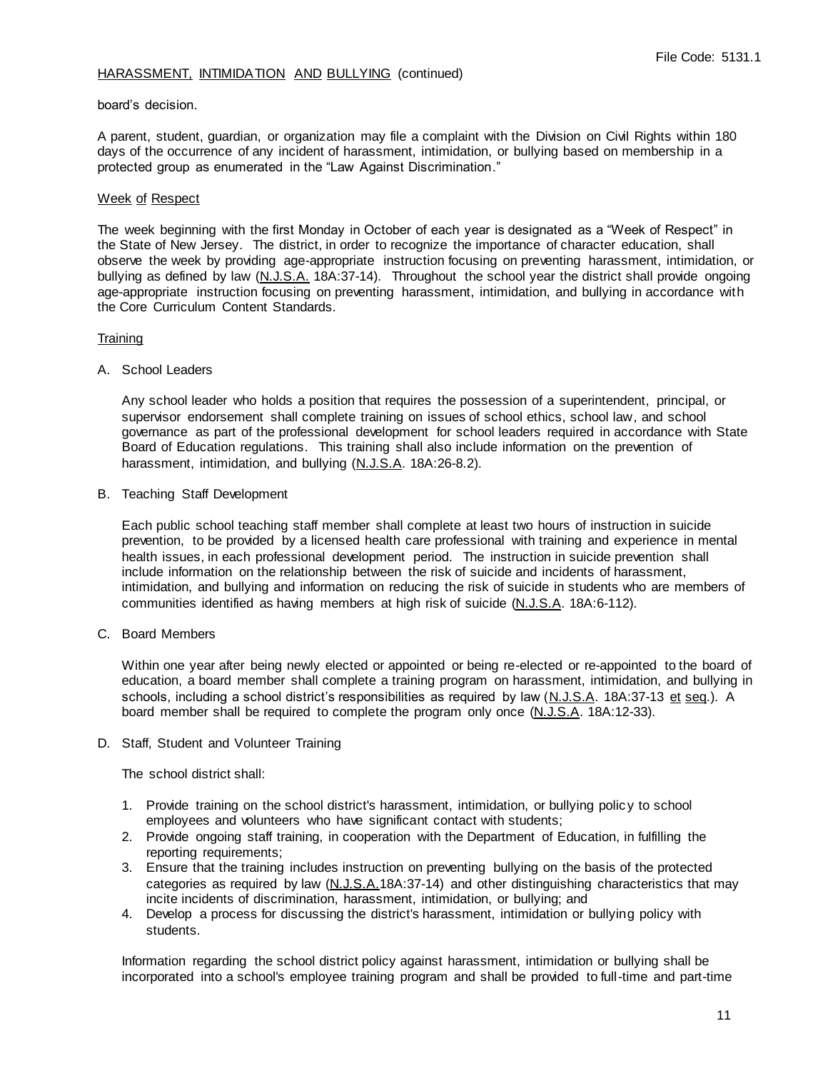board's decision.

A parent, student, guardian, or organization may file a complaint with the Division on Civil Rights within 180 days of the occurrence of any incident of harassment, intimidation, or bullying based on membership in a protected group as enumerated in the "Law Against Discrimination."

Week of Respect

The week beginning with the first Monday in October of each year is designated as a "Week of Respect" in the State of New Jersey. The district, in order to recognize the importance of character education, shall observe the week by providing age-appropriate instruction focusing on preventing harassment, intimidation, or bullying as defined by law (N.J.S.A. 18A:37-14). Throughout the school year the district shall provide ongoing age-appropriate instruction focusing on preventing harassment, intimidation, and bullying in accordance with the Core Curriculum Content Standards.

Training

A. School Leaders

   Any school leader who holds a position that requires the possession of a superintendent, principal, or supervisor endorsement shall complete training on issues of school ethics, school law, and school governance as part of the professional development for school leaders required in accordance with State Board of Education regulations. This training shall also include information on the prevention of harassment, intimidation, and bullying (N.J.S.A. 18A:26-8.2).

B. Teaching Staff Development

   Each public school teaching staff member shall complete at least two hours of instruction in suicide prevention, to be provided by a licensed health care professional with training and experience in mental health issues, in each professional development period. The instruction in suicide prevention shall include information on the relationship between the risk of suicide and incidents of harassment, intimidation, and bullying and information on reducing the risk of suicide in students who are members of communities identified as having members at high risk of suicide (N.J.S.A. 18A:6-112).

C. Board Members

   Within one year after being newly elected or appointed or being re-elected or re-appointed to the board of education, a board member shall complete a training program on harassment, intimidation, and bullying in schools, including a school district's responsibilities as required by law (N.J.S.A. 18A:37-13 et seq.). A board member shall be required to complete the program only once (N.J.S.A. 18A:12-33).

D. Staff, Student and Volunteer Training

   The school district shall:

   1. Provide training on the school district's harassment, intimidation, or bullying policy to school employees and volunteers who have significant contact with students;
   2. Provide ongoing staff training, in cooperation with the Department of Education, in fulfilling the reporting requirements;
   3. Ensure that the training includes instruction on preventing bullying on the basis of the protected categories as required by law (N.J.S.A.18A:37-14) and other distinguishing characteristics that may incite incidents of discrimination, harassment, intimidation, or bullying; and
   4. Develop a process for discussing the district's harassment, intimidation or bullying policy with students.

   Information regarding the school district policy against harassment, intimidation or bullying shall be incorporated into a school's employee training program and shall be provided to full-time and part-time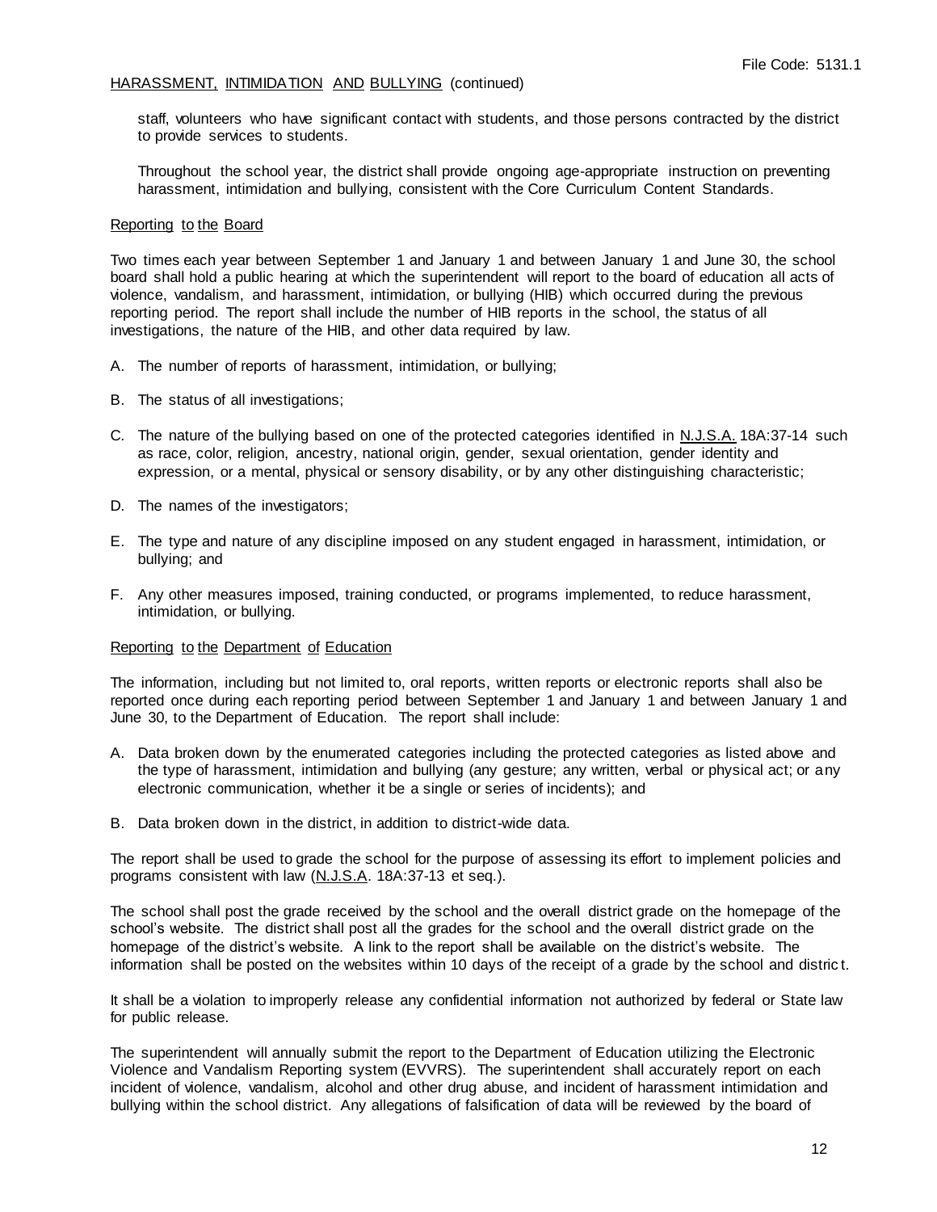staff, volunteers who have significant contact with students, and those persons contracted by the district to provide services to students.

Throughout the school year, the district shall provide ongoing age-appropriate instruction on preventing harassment, intimidation and bullying, consistent with the Core Curriculum Content Standards.

Reporting to the Board

Two times each year between September 1 and January 1 and between January 1 and June 30, the school board shall hold a public hearing at which the superintendent will report to the board of education all acts of violence, vandalism, and harassment, intimidation, or bullying (HIB) which occurred during the previous reporting period. The report shall include the number of HIB reports in the school, the status of all investigations, the nature of the HIB, and other data required by law.

A. The number of reports of harassment, intimidation, or bullying;

B. The status of all investigations;

C. The nature of the bullying based on one of the protected categories identified in N.J.S.A. 18A:37-14 such as race, color, religion, ancestry, national origin, gender, sexual orientation, gender identity and expression, or a mental, physical or sensory disability, or by any other distinguishing characteristic;

D. The names of the investigators;

E. The type and nature of any discipline imposed on any student engaged in harassment, intimidation, or bullying; and

F. Any other measures imposed, training conducted, or programs implemented, to reduce harassment, intimidation, or bullying.

Reporting to the Department of Education

The information, including but not limited to, oral reports, written reports or electronic reports shall also be reported once during each reporting period between September 1 and January 1 and between January 1 and June 30, to the Department of Education. The report shall include:

A. Data broken down by the enumerated categories including the protected categories as listed above and the type of harassment, intimidation and bullying (any gesture; any written, verbal or physical act; or any electronic communication, whether it be a single or series of incidents); and

B. Data broken down in the district, in addition to district-wide data.

The report shall be used to grade the school for the purpose of assessing its effort to implement policies and programs consistent with law (N.J.S.A. 18A:37-13 et seq.).

The school shall post the grade received by the school and the overall district grade on the homepage of the school's website. The district shall post all the grades for the school and the overall district grade on the homepage of the district's website. A link to the report shall be available on the district's website. The information shall be posted on the websites within 10 days of the receipt of a grade by the school and district.

It shall be a violation to improperly release any confidential information not authorized by federal or State law for public release.

The superintendent will annually submit the report to the Department of Education utilizing the Electronic Violence and Vandalism Reporting system (EVVRS). The superintendent shall accurately report on each incident of violence, vandalism, alcohol and other drug abuse, and incident of harassment intimidation and bullying within the school district. Any allegations of falsification of data will be reviewed by the board of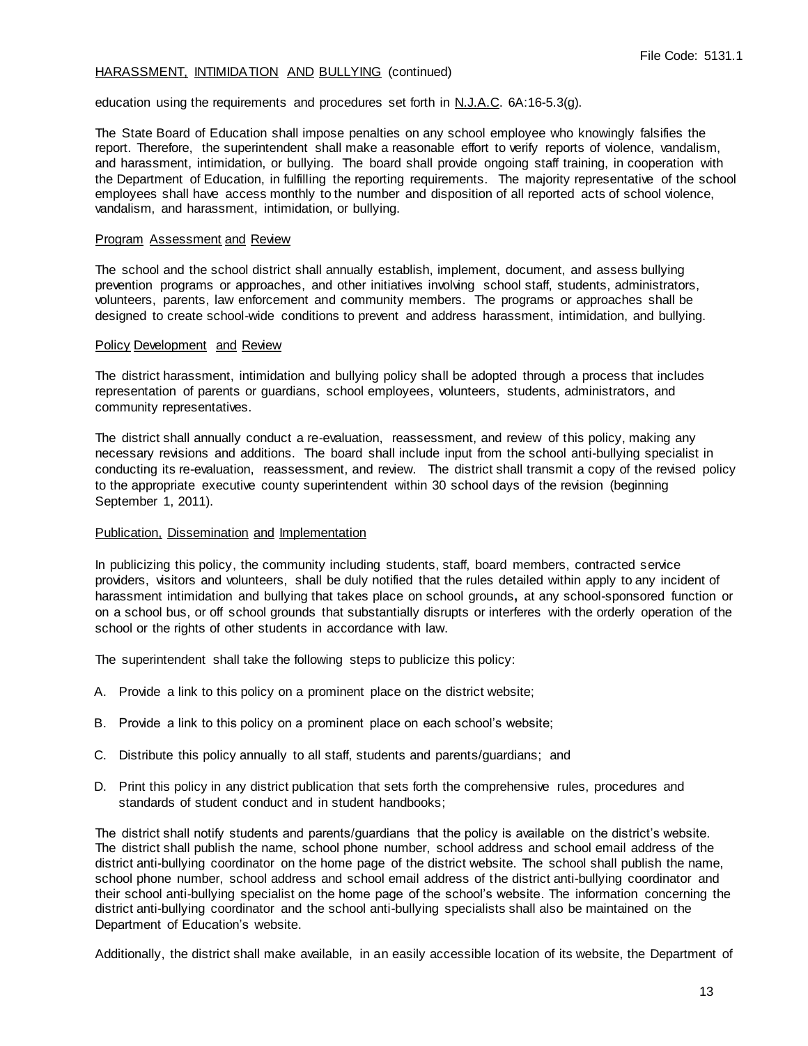education using the requirements and procedures set forth in N.J.A.C. 6A:16-5.3(g).

The State Board of Education shall impose penalties on any school employee who knowingly falsifies the report. Therefore, the superintendent shall make a reasonable effort to verify reports of violence, vandalism, and harassment, intimidation, or bullying. The board shall provide ongoing staff training, in cooperation with the Department of Education, in fulfilling the reporting requirements. The majority representative of the school employees shall have access monthly to the number and disposition of all reported acts of school violence, vandalism, and harassment, intimidation, or bullying.

## Program Assessment and Review

The school and the school district shall annually establish, implement, document, and assess bullying prevention programs or approaches, and other initiatives involving school staff, students, administrators, volunteers, parents, law enforcement and community members. The programs or approaches shall be designed to create school-wide conditions to prevent and address harassment, intimidation, and bullying.

## Policy Development and Review

The district harassment, intimidation and bullying policy shall be adopted through a process that includes representation of parents or guardians, school employees, volunteers, students, administrators, and community representatives.

The district shall annually conduct a re-evaluation, reassessment, and review of this policy, making any necessary revisions and additions. The board shall include input from the school anti-bullying specialist in conducting its re-evaluation, reassessment, and review. The district shall transmit a copy of the revised policy to the appropriate executive county superintendent within 30 school days of the revision (beginning September 1, 2011).

## Publication, Dissemination and Implementation

In publicizing this policy, the community including students, staff, board members, contracted service providers, visitors and volunteers, shall be duly notified that the rules detailed within apply to any incident of harassment intimidation and bullying that takes place on school grounds**,** at any school-sponsored function or on a school bus, or off school grounds that substantially disrupts or interferes with the orderly operation of the school or the rights of other students in accordance with law.

The superintendent shall take the following steps to publicize this policy:

A. Provide a link to this policy on a prominent place on the district website;

B. Provide a link to this policy on a prominent place on each school's website;

C. Distribute this policy annually to all staff, students and parents/guardians; and

D. Print this policy in any district publication that sets forth the comprehensive rules, procedures and standards of student conduct and in student handbooks;

The district shall notify students and parents/guardians that the policy is available on the district's website. The district shall publish the name, school phone number, school address and school email address of the district anti-bullying coordinator on the home page of the district website. The school shall publish the name, school phone number, school address and school email address of the district anti-bullying coordinator and their school anti-bullying specialist on the home page of the school's website. The information concerning the district anti-bullying coordinator and the school anti-bullying specialists shall also be maintained on the Department of Education's website.

Additionally, the district shall make available, in an easily accessible location of its website, the Department of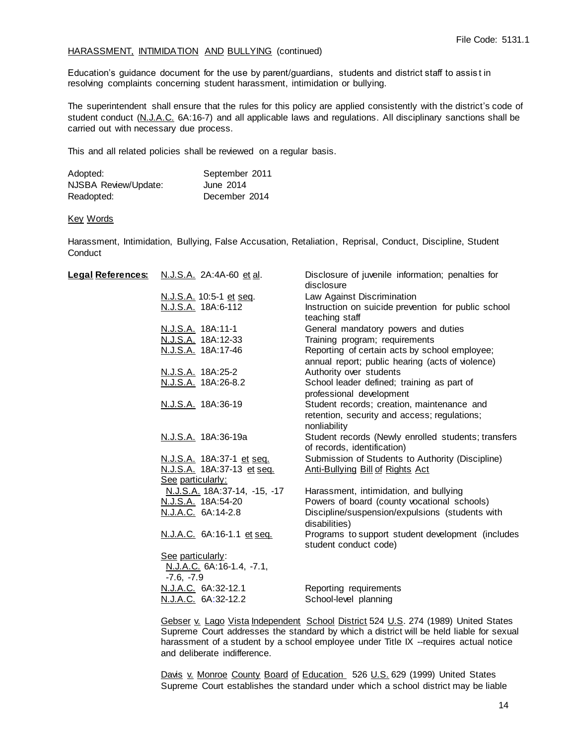HARASSMENT, INTIMIDATION AND BULLYING (continued)

Education's guidance document for the use by parent/guardians, students and district staff to assist in resolving complaints concerning student harassment, intimidation or bullying.

The superintendent shall ensure that the rules for this policy are applied consistently with the district's code of student conduct (N.J.A.C. 6A:16-7) and all applicable laws and regulations. All disciplinary sanctions shall be carried out with necessary due process.

This and all related policies shall be reviewed on a regular basis.

| | |
|---|---|
| Adopted: | September 2011 |
| NJSBA Review/Update: | June 2014 |
| Readopted: | December 2014 |

Key Words

Harassment, Intimidation, Bullying, False Accusation, Retaliation, Reprisal, Conduct, Discipline, Student Conduct

| | | |
|---|---|---|
| **Legal References:** | N.J.S.A. 2A:4A-60 et al. | Disclosure of juvenile information; penalties for disclosure |
| | N.J.S.A. 10:5-1 et seq. | Law Against Discrimination |
| | N.J.S.A. 18A:6-112 | Instruction on suicide prevention for public school teaching staff |
| | N.J.S.A. 18A:11-1 | General mandatory powers and duties |
| | N.J.S.A. 18A:12-33 | Training program; requirements |
| | N.J.S.A. 18A:17-46 | Reporting of certain acts by school employee; annual report; public hearing (acts of violence) |
| | N.J.S.A. 18A:25-2 | Authority over students |
| | N.J.S.A. 18A:26-8.2 | School leader defined; training as part of professional development |
| | N.J.S.A. 18A:36-19 | Student records; creation, maintenance and retention, security and access; regulations; nonliability |
| | N.J.S.A. 18A:36-19a | Student records (Newly enrolled students; transfers of records, identification) |
| | N.J.S.A. 18A:37-1 et seq. | Submission of Students to Authority (Discipline) |
| | N.J.S.A. 18A:37-13 et seq. | Anti-Bullying Bill of Rights Act |
| | See particularly: N.J.S.A. 18A:37-14, -15, -17 | Harassment, intimidation, and bullying |
| | N.J.S.A. 18A:54-20 | Powers of board (county vocational schools) |
| | N.J.A.C. 6A:14-2.8 | Discipline/suspension/expulsions (students with disabilities) |
| | N.J.A.C. 6A:16-1.1 et seq. | Programs to support student development (includes student conduct code) |
| | See particularly: N.J.A.C. 6A:16-1.4, -7.1, -7.6, -7.9 | |
| | N.J.A.C. 6A:32-12.1 | Reporting requirements |
| | N.J.A.C. 6A:32-12.2 | School-level planning |

Gebser v. Lago Vista Independent School District 524 U.S. 274 (1989) United States Supreme Court addresses the standard by which a district will be held liable for sexual harassment of a student by a school employee under Title IX --requires actual notice and deliberate indifference.

Davis v. Monroe County Board of Education 526 U.S. 629 (1999) United States Supreme Court establishes the standard under which a school district may be liable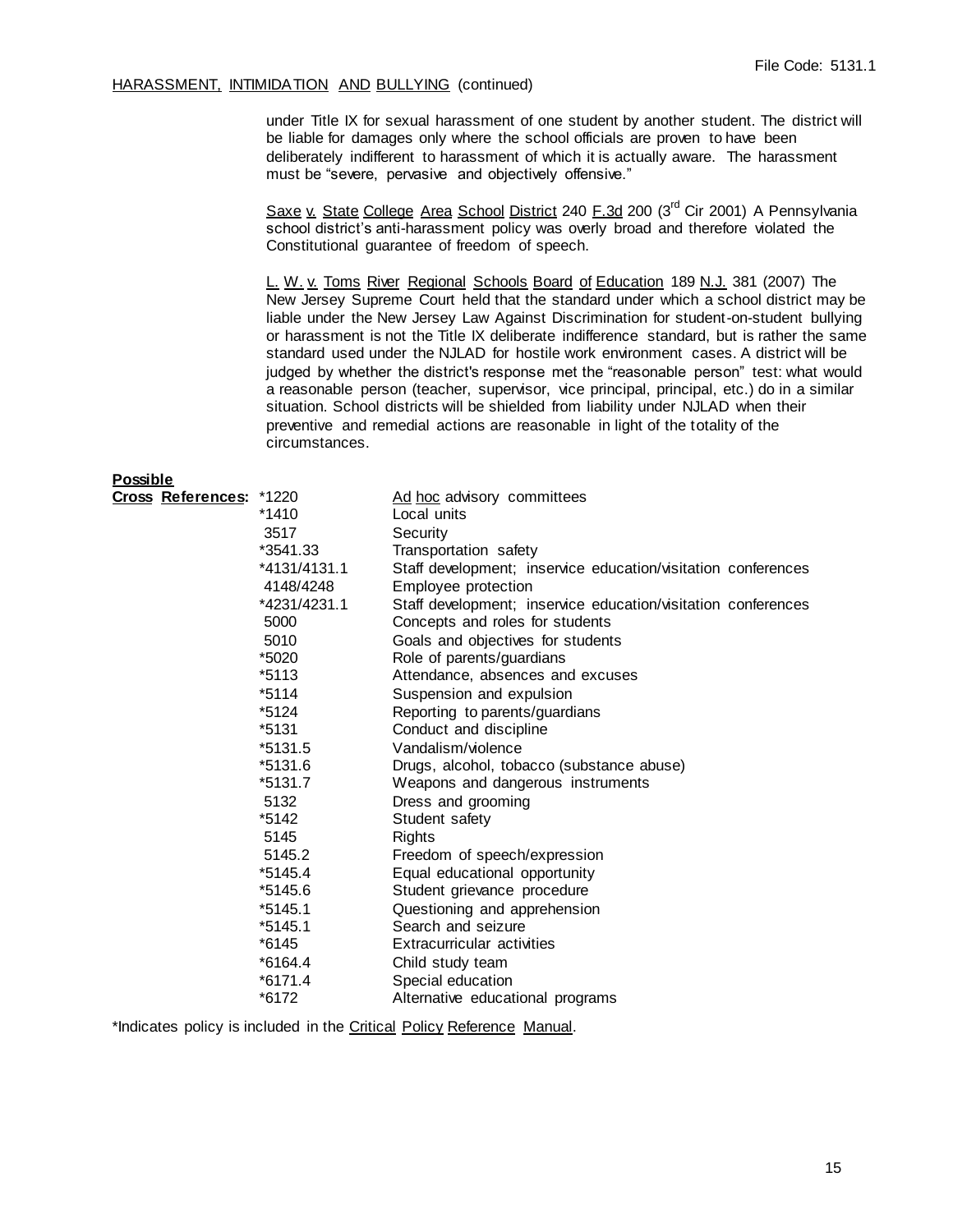under Title IX for sexual harassment of one student by another student. The district will be liable for damages only where the school officials are proven to have been deliberately indifferent to harassment of which it is actually aware. The harassment must be "severe, pervasive and objectively offensive."

Saxe v. State College Area School District 240 F.3d 200 (3rd Cir 2001) A Pennsylvania school district's anti-harassment policy was overly broad and therefore violated the Constitutional guarantee of freedom of speech.

L. W. v. Toms River Regional Schools Board of Education 189 N.J. 381 (2007) The New Jersey Supreme Court held that the standard under which a school district may be liable under the New Jersey Law Against Discrimination for student-on-student bullying or harassment is not the Title IX deliberate indifference standard, but is rather the same standard used under the NJLAD for hostile work environment cases. A district will be judged by whether the district's response met the "reasonable person" test: what would a reasonable person (teacher, supervisor, vice principal, principal, etc.) do in a similar situation. School districts will be shielded from liability under NJLAD when their preventive and remedial actions are reasonable in light of the totality of the circumstances.

**Possible Cross References:**

| | |
|---|---|
| *1220 | Ad hoc advisory committees |
| *1410 | Local units |
| 3517 | Security |
| *3541.33 | Transportation safety |
| *4131/4131.1 | Staff development; inservice education/visitation conferences |
| 4148/4248 | Employee protection |
| *4231/4231.1 | Staff development; inservice education/visitation conferences |
| 5000 | Concepts and roles for students |
| 5010 | Goals and objectives for students |
| *5020 | Role of parents/guardians |
| *5113 | Attendance, absences and excuses |
| *5114 | Suspension and expulsion |
| *5124 | Reporting to parents/guardians |
| *5131 | Conduct and discipline |
| *5131.5 | Vandalism/violence |
| *5131.6 | Drugs, alcohol, tobacco (substance abuse) |
| *5131.7 | Weapons and dangerous instruments |
| 5132 | Dress and grooming |
| *5142 | Student safety |
| 5145 | Rights |
| 5145.2 | Freedom of speech/expression |
| *5145.4 | Equal educational opportunity |
| *5145.6 | Student grievance procedure |
| *5145.1 | Questioning and apprehension |
| *5145.1 | Search and seizure |
| *6145 | Extracurricular activities |
| *6164.4 | Child study team |
| *6171.4 | Special education |
| *6172 | Alternative educational programs |

*Indicates policy is included in the Critical Policy Reference Manual.